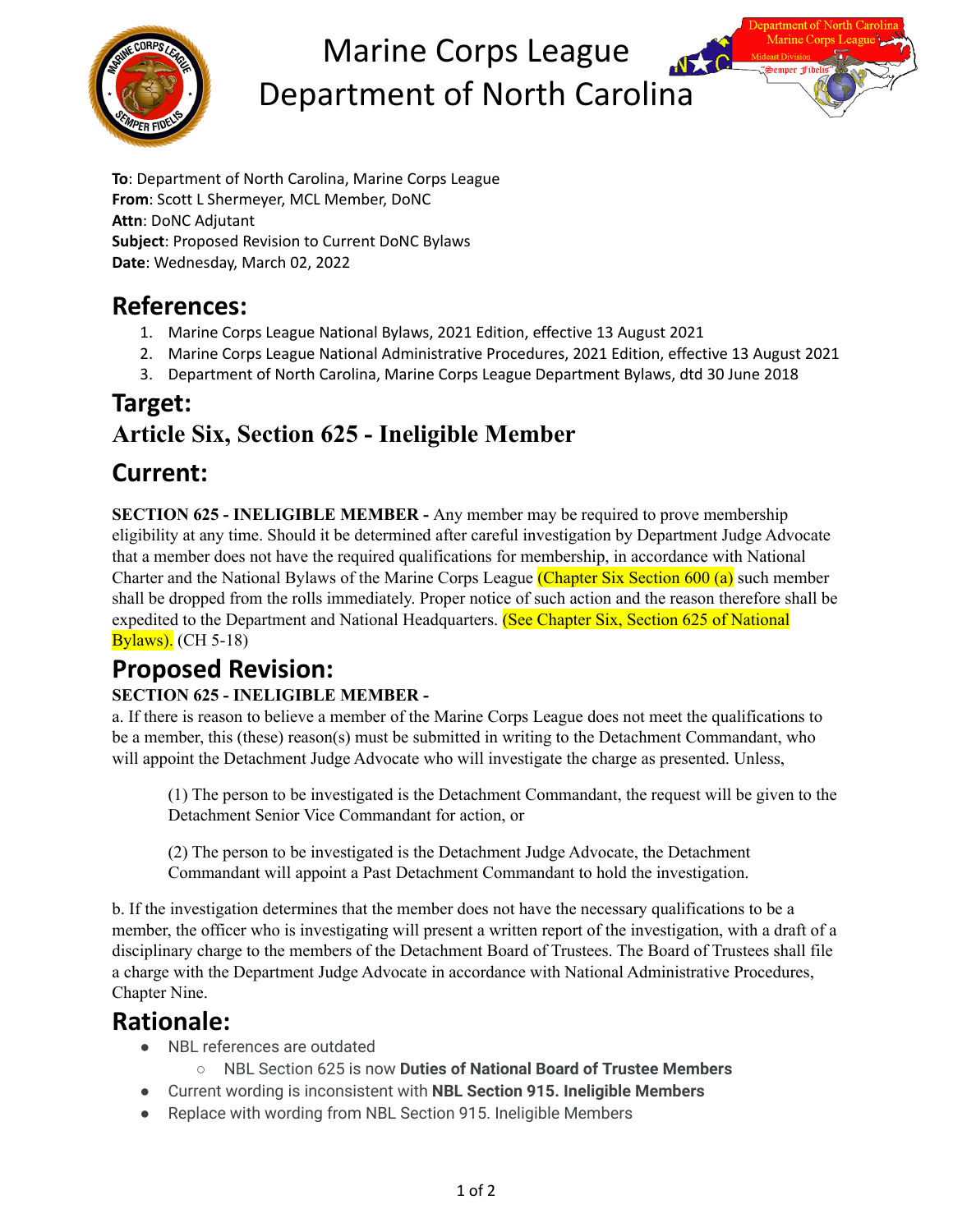# Marine Corps League Department of North Carolina

**To**: Department of North Carolina, Marine Corps League
**From**: Scott L Shermeyer, MCL Member, DoNC
**Attn**: DoNC Adjutant
**Subject**: Proposed Revision to Current DoNC Bylaws
**Date**: Wednesday, March 02, 2022

## References:

1. Marine Corps League National Bylaws, 2021 Edition, effective 13 August 2021
2. Marine Corps League National Administrative Procedures, 2021 Edition, effective 13 August 2021
3. Department of North Carolina, Marine Corps League Department Bylaws, dtd 30 June 2018

## Target:

### Article Six, Section 625 - Ineligible Member

## Current:

**SECTION 625 - INELIGIBLE MEMBER -** Any member may be required to prove membership eligibility at any time. Should it be determined after careful investigation by Department Judge Advocate that a member does not have the required qualifications for membership, in accordance with National Charter and the National Bylaws of the Marine Corps League (Chapter Six Section 600 (a) such member shall be dropped from the rolls immediately. Proper notice of such action and the reason therefore shall be expedited to the Department and National Headquarters. (See Chapter Six, Section 625 of National Bylaws). (CH 5-18)

## Proposed Revision:

**SECTION 625 - INELIGIBLE MEMBER -**

a. If there is reason to believe a member of the Marine Corps League does not meet the qualifications to be a member, this (these) reason(s) must be submitted in writing to the Detachment Commandant, who will appoint the Detachment Judge Advocate who will investigate the charge as presented. Unless,

> (1) The person to be investigated is the Detachment Commandant, the request will be given to the Detachment Senior Vice Commandant for action, or
>
> (2) The person to be investigated is the Detachment Judge Advocate, the Detachment Commandant will appoint a Past Detachment Commandant to hold the investigation.

b. If the investigation determines that the member does not have the necessary qualifications to be a member, the officer who is investigating will present a written report of the investigation, with a draft of a disciplinary charge to the members of the Detachment Board of Trustees. The Board of Trustees shall file a charge with the Department Judge Advocate in accordance with National Administrative Procedures, Chapter Nine.

## Rationale:

- NBL references are outdated
  - NBL Section 625 is now **Duties of National Board of Trustee Members**
- Current wording is inconsistent with **NBL Section 915. Ineligible Members**
- Replace with wording from NBL Section 915. Ineligible Members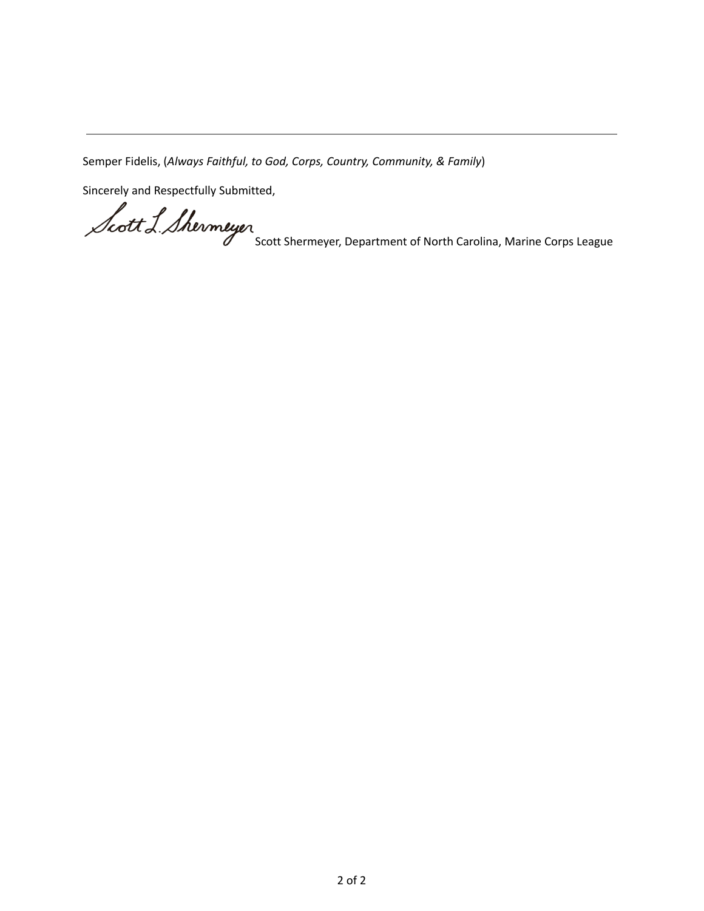---

Semper Fidelis, (*Always Faithful, to God, Corps, Country, Community, & Family*)

Sincerely and Respectfully Submitted,

Scott L. Shermeyer Scott Shermeyer, Department of North Carolina, Marine Corps League